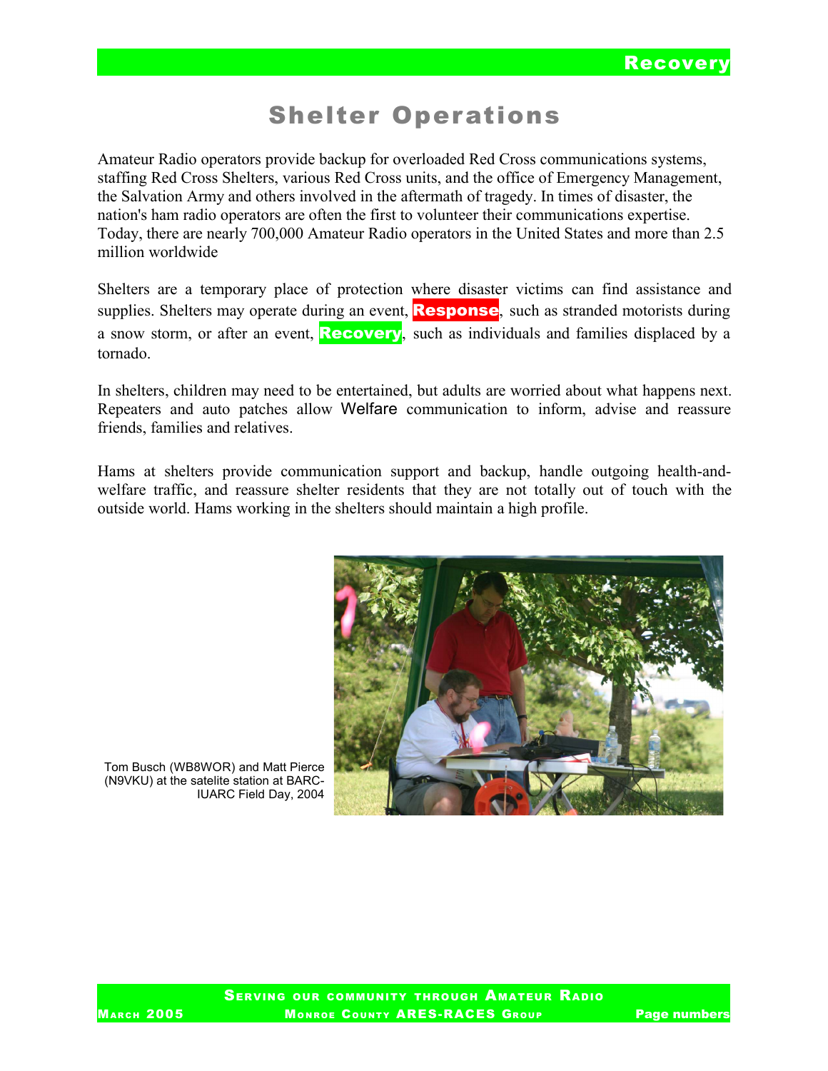# Shelter Operations

Amateur Radio operators provide backup for overloaded Red Cross communications systems, staffing Red Cross Shelters, various Red Cross units, and the office of Emergency Management, the Salvation Army and others involved in the aftermath of tragedy. In times of disaster, the nation's ham radio operators are often the first to volunteer their communications expertise. Today, there are nearly 700,000 Amateur Radio operators in the United States and more than 2.5 million worldwide

Shelters are a temporary place of protection where disaster victims can find assistance and supplies. Shelters may operate during an event, **Response**, such as stranded motorists during a snow storm, or after an event, **Recovery**, such as individuals and families displaced by a tornado.

In shelters, children may need to be entertained, but adults are worried about what happens next. Repeaters and auto patches allow Welfare communication to inform, advise and reassure friends, families and relatives.

Hams at shelters provide communication support and backup, handle outgoing health-and-welfare traffic, and reassure shelter residents that they are not totally out of touch with the outside world. Hams working in the shelters should maintain a high profile.

Tom Busch (WB8WOR) and Matt Pierce (N9VKU) at the satelite station at BARC-IUARC Field Day, 2004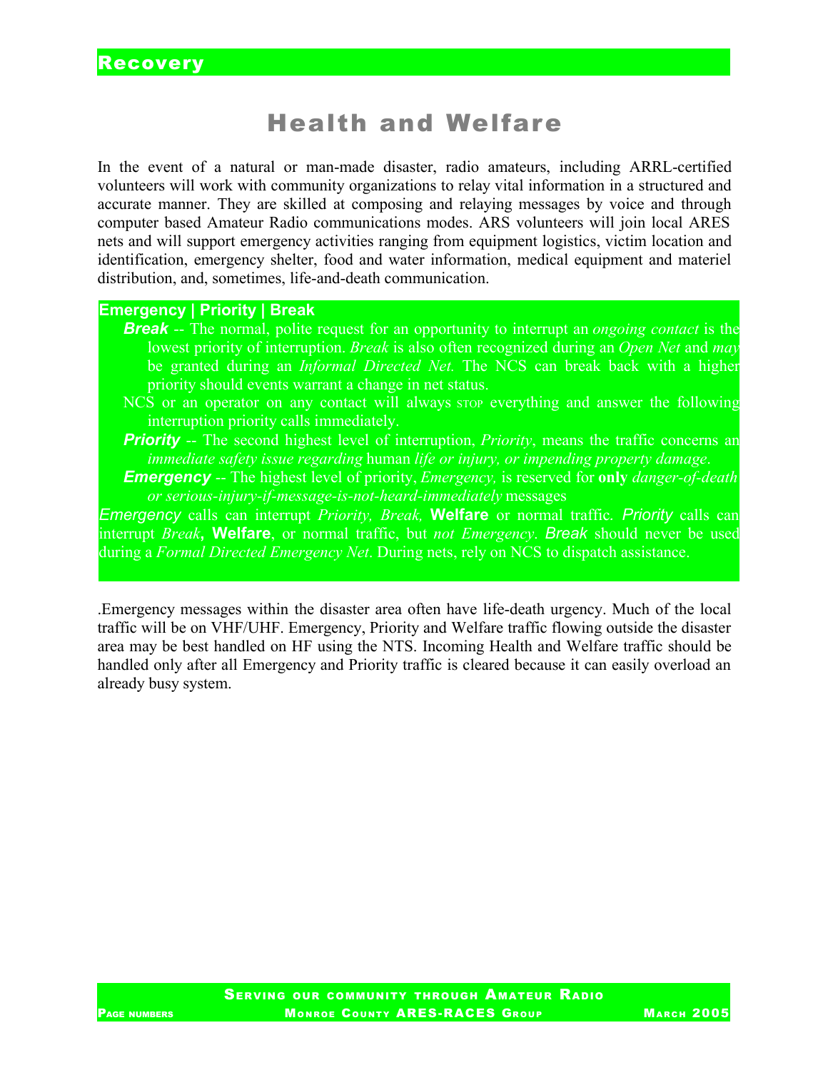## Recovery

# Health and Welfare

In the event of a natural or man-made disaster, radio amateurs, including ARRL-certified volunteers will work with community organizations to relay vital information in a structured and accurate manner. They are skilled at composing and relaying messages by voice and through computer based Amateur Radio communications modes. ARS volunteers will join local ARES nets and will support emergency activities ranging from equipment logistics, victim location and identification, emergency shelter, food and water information, medical equipment and materiel distribution, and, sometimes, life-and-death communication.

**Emergency | Priority | Break**

***Break*** -- The normal, polite request for an opportunity to interrupt an *ongoing contact* is the lowest priority of interruption. *Break* is also often recognized during an *Open Net* and *may* be granted during an *Informal Directed Net.* The NCS can break back with a higher priority should events warrant a change in net status.

NCS or an operator on any contact will always STOP everything and answer the following interruption priority calls immediately.

***Priority*** -- The second highest level of interruption, *Priority*, means the traffic concerns an *immediate safety issue regarding* human *life or injury, or impending property damage*.

***Emergency*** -- The highest level of priority, *Emergency,* is reserved for **only** *danger-of-death or serious-injury-if-message-is-not-heard-immediately* messages

*Emergency* calls can interrupt *Priority, Break,* **Welfare** or normal traffic. *Priority* calls can interrupt *Break***, Welfare**, or normal traffic, but *not Emergency*. *Break* should never be used during a *Formal Directed Emergency Net*. During nets, rely on NCS to dispatch assistance.

.Emergency messages within the disaster area often have life-death urgency. Much of the local traffic will be on VHF/UHF. Emergency, Priority and Welfare traffic flowing outside the disaster area may be best handled on HF using the NTS. Incoming Health and Welfare traffic should be handled only after all Emergency and Priority traffic is cleared because it can easily overload an already busy system.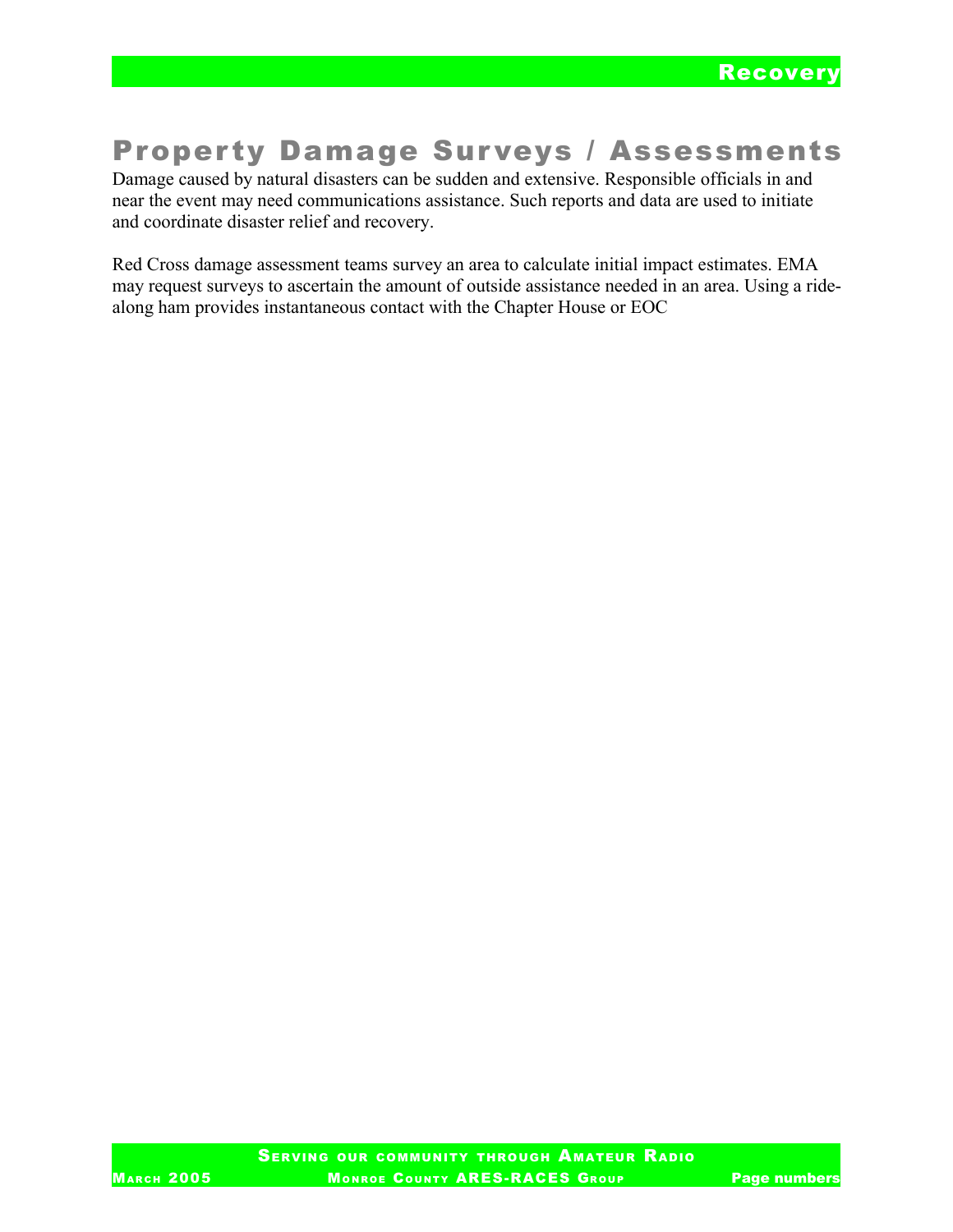# Property Damage Surveys / Assessments

Damage caused by natural disasters can be sudden and extensive. Responsible officials in and near the event may need communications assistance. Such reports and data are used to initiate and coordinate disaster relief and recovery.

Red Cross damage assessment teams survey an area to calculate initial impact estimates. EMA may request surveys to ascertain the amount of outside assistance needed in an area. Using a ride-along ham provides instantaneous contact with the Chapter House or EOC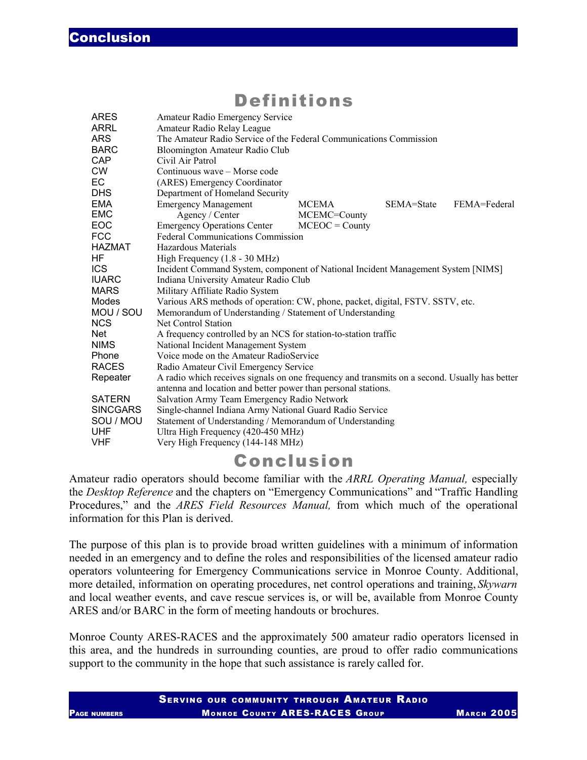# Conclusion

## Definitions

| | | | | |
|---|---|---|---|---|
| ARES | Amateur Radio Emergency Service | | | |
| ARRL | Amateur Radio Relay League | | | |
| ARS | The Amateur Radio Service of the Federal Communications Commission | | | |
| BARC | Bloomington Amateur Radio Club | | | |
| CAP | Civil Air Patrol | | | |
| CW | Continuous wave – Morse code | | | |
| EC | (ARES) Emergency Coordinator | | | |
| DHS | Department of Homeland Security | | | |
| EMA | Emergency Management | MCEMA | SEMA=State | FEMA=Federal |
| EMC | Agency / Center | MCEMC=County | | |
| EOC | Emergency Operations Center | MCEOC = County | | |
| FCC | Federal Communications Commission | | | |
| HAZMAT | Hazardous Materials | | | |
| HF | High Frequency (1.8 - 30 MHz) | | | |
| ICS | Incident Command System, component of National Incident Management System [NIMS] | | | |
| IUARC | Indiana University Amateur Radio Club | | | |
| MARS | Military Affiliate Radio System | | | |
| Modes | Various ARS methods of operation: CW, phone, packet, digital, FSTV. SSTV, etc. | | | |
| MOU / SOU | Memorandum of Understanding / Statement of Understanding | | | |
| NCS | Net Control Station | | | |
| Net | A frequency controlled by an NCS for station-to-station traffic | | | |
| NIMS | National Incident Management System | | | |
| Phone | Voice mode on the Amateur RadioService | | | |
| RACES | Radio Amateur Civil Emergency Service | | | |
| Repeater | A radio which receives signals on one frequency and transmits on a second. Usually has better antenna and location and better power than personal stations. | | | |
| SATERN | Salvation Army Team Emergency Radio Network | | | |
| SINCGARS | Single-channel Indiana Army National Guard Radio Service | | | |
| SOU / MOU | Statement of Understanding / Memorandum of Understanding | | | |
| UHF | Ultra High Frequency (420-450 MHz) | | | |
| VHF | Very High Frequency (144-148 MHz) | | | |

## Conclusion

Amateur radio operators should become familiar with the *ARRL Operating Manual,* especially the *Desktop Reference* and the chapters on "Emergency Communications" and "Traffic Handling Procedures," and the *ARES Field Resources Manual,* from which much of the operational information for this Plan is derived.

The purpose of this plan is to provide broad written guidelines with a minimum of information needed in an emergency and to define the roles and responsibilities of the licensed amateur radio operators volunteering for Emergency Communications service in Monroe County. Additional, more detailed, information on operating procedures, net control operations and training, *Skywarn* and local weather events, and cave rescue services is, or will be, available from Monroe County ARES and/or BARC in the form of meeting handouts or brochures.

Monroe County ARES-RACES and the approximately 500 amateur radio operators licensed in this area, and the hundreds in surrounding counties, are proud to offer radio communications support to the community in the hope that such assistance is rarely called for.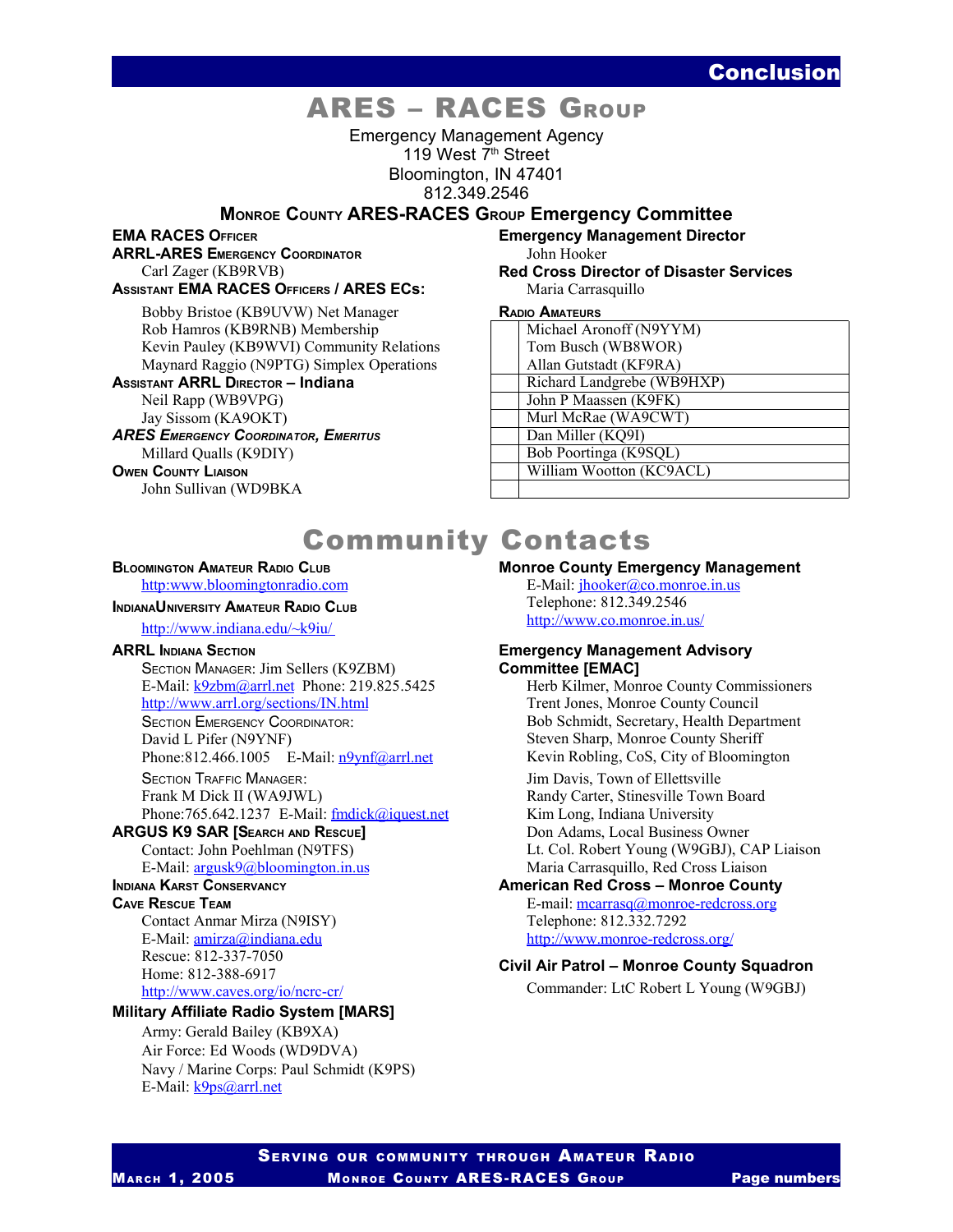# Conclusion

# ARES – RACES Group

Emergency Management Agency
119 West 7th Street
Bloomington, IN 47401
812.349.2546

## Monroe County ARES-RACES Group Emergency Committee

**EMA RACES Officer**
**ARRL-ARES Emergency Coordinator**
Carl Zager (KB9RVB)

**Assistant EMA RACES Officers / ARES ECs:**
Bobby Bristoe (KB9UVW) Net Manager
Rob Hamros (KB9RNB) Membership
Kevin Pauley (KB9WVI) Community Relations
Maynard Raggio (N9PTG) Simplex Operations

**Assistant ARRL Director – Indiana**
Neil Rapp (WB9VPG)
Jay Sissom (KA9OKT)

***ARES Emergency Coordinator, Emeritus***
Millard Qualls (K9DIY)

**Owen County Liaison**
John Sullivan (WD9BKA

**Emergency Management Director**
John Hooker

**Red Cross Director of Disaster Services**
Maria Carrasquillo

**Radio Amateurs**

| | |
|---|---|
| | Michael Aronoff (N9YYM)<br>Tom Busch (WB8WOR)<br>Allan Gutstadt (KF9RA) |
| | Richard Landgrebe (WB9HXP) |
| | John P Maassen (K9FK) |
| | Murl McRae (WA9CWT) |
| | Dan Miller (KQ9I) |
| | Bob Poortinga (K9SQL) |
| | William Wootton (KC9ACL) |
| | |

# Community Contacts

**Bloomington Amateur Radio Club**
http:www.bloomingtonradio.com

**IndianaUniversity Amateur Radio Club**
http://www.indiana.edu/~k9iu/

**ARRL Indiana Section**
Section Manager: Jim Sellers (K9ZBM)
E-Mail: k9zbm@arrl.net Phone: 219.825.5425
http://www.arrl.org/sections/IN.html
Section Emergency Coordinator:
David L Pifer (N9YNF)
Phone:812.466.1005 E-Mail: n9ynf@arrl.net
Section Traffic Manager:
Frank M Dick II (WA9JWL)
Phone:765.642.1237 E-Mail: fmdick@iquest.net

**ARGUS K9 SAR [Search and Rescue]**
Contact: John Poehlman (N9TFS)
E-Mail: argusk9@bloomington.in.us

**Indiana Karst Conservancy**
**Cave Rescue Team**
Contact Anmar Mirza (N9ISY)
E-Mail: amirza@indiana.edu
Rescue: 812-337-7050
Home: 812-388-6917
http://www.caves.org/io/ncrc-cr/

**Military Affiliate Radio System [MARS]**
Army: Gerald Bailey (KB9XA)
Air Force: Ed Woods (WD9DVA)
Navy / Marine Corps: Paul Schmidt (K9PS)
E-Mail: k9ps@arrl.net

**Monroe County Emergency Management**
E-Mail: jhooker@co.monroe.in.us
Telephone: 812.349.2546
http://www.co.monroe.in.us/

**Emergency Management Advisory Committee [EMAC]**
Herb Kilmer, Monroe County Commissioners
Trent Jones, Monroe County Council
Bob Schmidt, Secretary, Health Department
Steven Sharp, Monroe County Sheriff
Kevin Robling, CoS, City of Bloomington
Jim Davis, Town of Ellettsville
Randy Carter, Stinesville Town Board
Kim Long, Indiana University
Don Adams, Local Business Owner
Lt. Col. Robert Young (W9GBJ), CAP Liaison
Maria Carrasquillo, Red Cross Liaison

**American Red Cross – Monroe County**
E-mail: mcarrasq@monroe-redcross.org
Telephone: 812.332.7292
http://www.monroe-redcross.org/

**Civil Air Patrol – Monroe County Squadron**
Commander: LtC Robert L Young (W9GBJ)